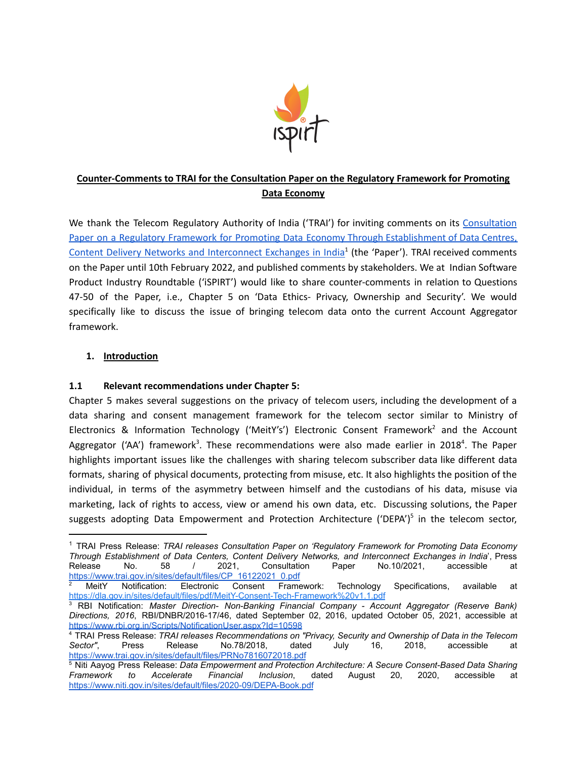**Counter-Comments to TRAI for the Consultation Paper on the Regulatory Framework for Promoting Data Economy**

We thank the Telecom Regulatory Authority of India ('TRAI') for inviting comments on its [Consultation Paper on a Regulatory Framework for Promoting Data Economy Through Establishment of Data Centres, Content Delivery Networks and Interconnect Exchanges in India][1] (the 'Paper'). TRAI received comments on the Paper until 10th February 2022, and published comments by stakeholders. We at Indian Software Product Industry Roundtable ('iSPIRT') would like to share counter-comments in relation to Questions 47-50 of the Paper, i.e., Chapter 5 on 'Data Ethics- Privacy, Ownership and Security'. We would specifically like to discuss the issue of bringing telecom data onto the current Account Aggregator framework.

## 1. Introduction

### 1.1 Relevant recommendations under Chapter 5:

Chapter 5 makes several suggestions on the privacy of telecom users, including the development of a data sharing and consent management framework for the telecom sector similar to Ministry of Electronics & Information Technology ('MeitY's') Electronic Consent Framework[2] and the Account Aggregator ('AA') framework[3]. These recommendations were also made earlier in 2018[4]. The Paper highlights important issues like the challenges with sharing telecom subscriber data like different data formats, sharing of physical documents, protecting from misuse, etc. It also highlights the position of the individual, in terms of the asymmetry between himself and the custodians of his data, misuse via marketing, lack of rights to access, view or amend his own data, etc. Discussing solutions, the Paper suggests adopting Data Empowerment and Protection Architecture ('DEPA')[5] in the telecom sector,

---

[1] TRAI Press Release: *TRAI releases Consultation Paper on 'Regulatory Framework for Promoting Data Economy Through Establishment of Data Centers, Content Delivery Networks, and Interconnect Exchanges in India*', Press Release No. 58 / 2021, Consultation Paper No.10/2021, accessible at https://www.trai.gov.in/sites/default/files/CP_16122021_0.pdf

[2] MeitY Notification: Electronic Consent Framework: Technology Specifications, available at https://dla.gov.in/sites/default/files/pdf/MeitY-Consent-Tech-Framework%20v1.1.pdf

[3] RBI Notification: *Master Direction- Non-Banking Financial Company - Account Aggregator (Reserve Bank) Directions, 2016*, RBI/DNBR/2016-17/46, dated September 02, 2016, updated October 05, 2021, accessible at https://www.rbi.org.in/Scripts/NotificationUser.aspx?Id=10598

[4] TRAI Press Release: *TRAI releases Recommendations on "Privacy, Security and Ownership of Data in the Telecom Sector"*, Press Release No.78/2018, dated July 16, 2018, accessible at https://www.trai.gov.in/sites/default/files/PRNo7816072018.pdf

[5] Niti Aayog Press Release: *Data Empowerment and Protection Architecture: A Secure Consent-Based Data Sharing Framework to Accelerate Financial Inclusion*, dated August 20, 2020, accessible at https://www.niti.gov.in/sites/default/files/2020-09/DEPA-Book.pdf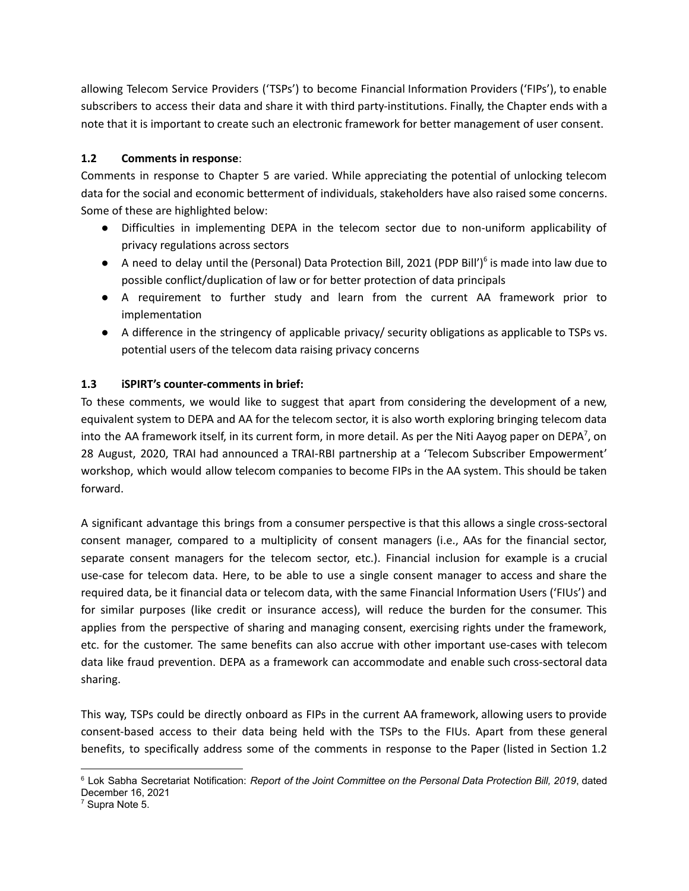allowing Telecom Service Providers ('TSPs') to become Financial Information Providers ('FIPs'), to enable subscribers to access their data and share it with third party-institutions. Finally, the Chapter ends with a note that it is important to create such an electronic framework for better management of user consent.

### 1.2 Comments in response:

Comments in response to Chapter 5 are varied. While appreciating the potential of unlocking telecom data for the social and economic betterment of individuals, stakeholders have also raised some concerns. Some of these are highlighted below:

- Difficulties in implementing DEPA in the telecom sector due to non-uniform applicability of privacy regulations across sectors
- A need to delay until the (Personal) Data Protection Bill, 2021 (PDP Bill')[6] is made into law due to possible conflict/duplication of law or for better protection of data principals
- A requirement to further study and learn from the current AA framework prior to implementation
- A difference in the stringency of applicable privacy/ security obligations as applicable to TSPs vs. potential users of the telecom data raising privacy concerns

### 1.3 iSPIRT's counter-comments in brief:

To these comments, we would like to suggest that apart from considering the development of a new, equivalent system to DEPA and AA for the telecom sector, it is also worth exploring bringing telecom data into the AA framework itself, in its current form, in more detail. As per the Niti Aayog paper on DEPA[7], on 28 August, 2020, TRAI had announced a TRAI-RBI partnership at a 'Telecom Subscriber Empowerment' workshop, which would allow telecom companies to become FIPs in the AA system. This should be taken forward.

A significant advantage this brings from a consumer perspective is that this allows a single cross-sectoral consent manager, compared to a multiplicity of consent managers (i.e., AAs for the financial sector, separate consent managers for the telecom sector, etc.). Financial inclusion for example is a crucial use-case for telecom data. Here, to be able to use a single consent manager to access and share the required data, be it financial data or telecom data, with the same Financial Information Users ('FIUs') and for similar purposes (like credit or insurance access), will reduce the burden for the consumer. This applies from the perspective of sharing and managing consent, exercising rights under the framework, etc. for the customer. The same benefits can also accrue with other important use-cases with telecom data like fraud prevention. DEPA as a framework can accommodate and enable such cross-sectoral data sharing.

This way, TSPs could be directly onboard as FIPs in the current AA framework, allowing users to provide consent-based access to their data being held with the TSPs to the FIUs. Apart from these general benefits, to specifically address some of the comments in response to the Paper (listed in Section 1.2

---

[6] Lok Sabha Secretariat Notification: *Report of the Joint Committee on the Personal Data Protection Bill, 2019*, dated December 16, 2021

[7] Supra Note 5.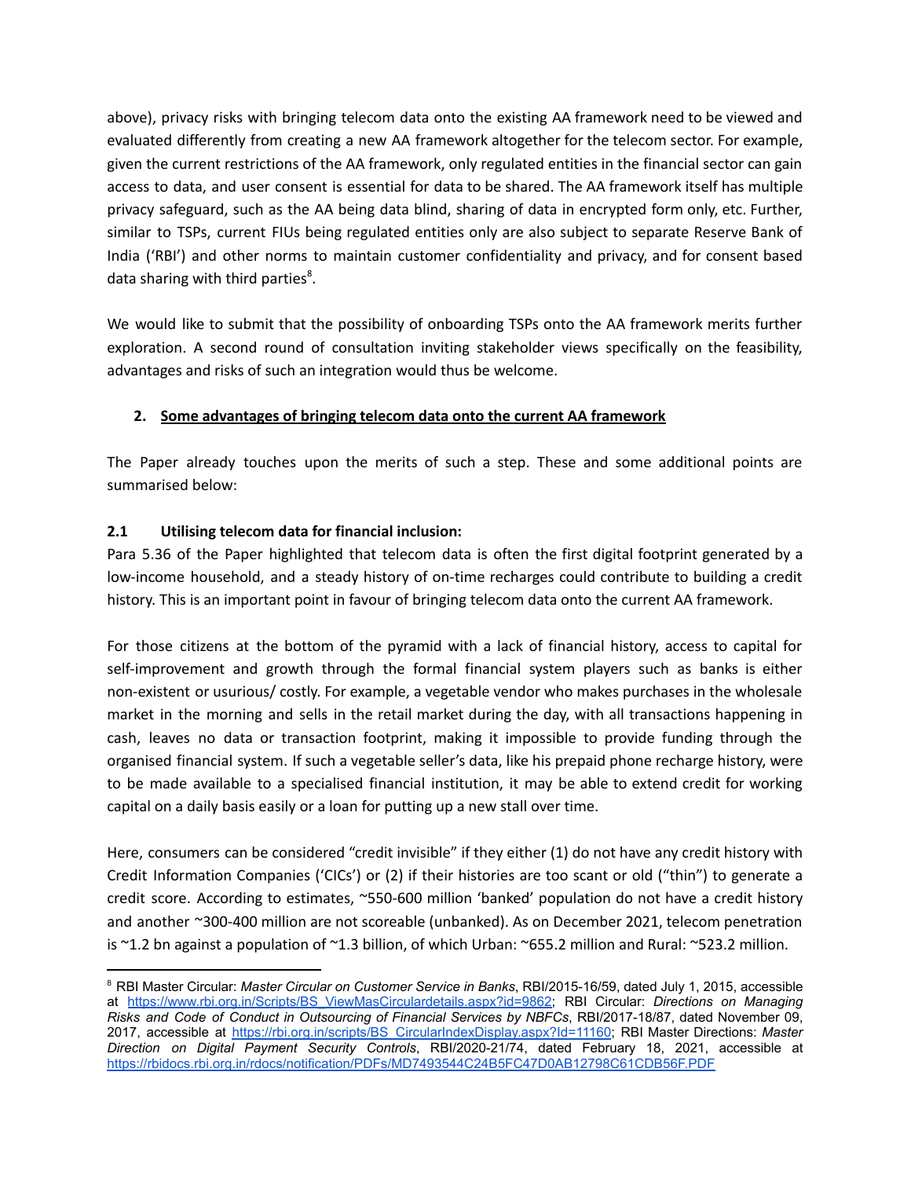above), privacy risks with bringing telecom data onto the existing AA framework need to be viewed and evaluated differently from creating a new AA framework altogether for the telecom sector. For example, given the current restrictions of the AA framework, only regulated entities in the financial sector can gain access to data, and user consent is essential for data to be shared. The AA framework itself has multiple privacy safeguard, such as the AA being data blind, sharing of data in encrypted form only, etc. Further, similar to TSPs, current FIUs being regulated entities only are also subject to separate Reserve Bank of India ('RBI') and other norms to maintain customer confidentiality and privacy, and for consent based data sharing with third parties[8].

We would like to submit that the possibility of onboarding TSPs onto the AA framework merits further exploration. A second round of consultation inviting stakeholder views specifically on the feasibility, advantages and risks of such an integration would thus be welcome.

## 2. <u>Some advantages of bringing telecom data onto the current AA framework</u>

The Paper already touches upon the merits of such a step. These and some additional points are summarised below:

### 2.1 Utilising telecom data for financial inclusion:

Para 5.36 of the Paper highlighted that telecom data is often the first digital footprint generated by a low-income household, and a steady history of on-time recharges could contribute to building a credit history. This is an important point in favour of bringing telecom data onto the current AA framework.

For those citizens at the bottom of the pyramid with a lack of financial history, access to capital for self-improvement and growth through the formal financial system players such as banks is either non-existent or usurious/ costly. For example, a vegetable vendor who makes purchases in the wholesale market in the morning and sells in the retail market during the day, with all transactions happening in cash, leaves no data or transaction footprint, making it impossible to provide funding through the organised financial system. If such a vegetable seller's data, like his prepaid phone recharge history, were to be made available to a specialised financial institution, it may be able to extend credit for working capital on a daily basis easily or a loan for putting up a new stall over time.

Here, consumers can be considered "credit invisible" if they either (1) do not have any credit history with Credit Information Companies ('CICs') or (2) if their histories are too scant or old ("thin") to generate a credit score. According to estimates, ~550-600 million 'banked' population do not have a credit history and another ~300-400 million are not scoreable (unbanked). As on December 2021, telecom penetration is ~1.2 bn against a population of ~1.3 billion, of which Urban: ~655.2 million and Rural: ~523.2 million.

---

[8] RBI Master Circular: *Master Circular on Customer Service in Banks*, RBI/2015-16/59, dated July 1, 2015, accessible at https://www.rbi.org.in/Scripts/BS_ViewMasCirculardetails.aspx?id=9862; RBI Circular: *Directions on Managing Risks and Code of Conduct in Outsourcing of Financial Services by NBFCs*, RBI/2017-18/87, dated November 09, 2017, accessible at https://rbi.org.in/scripts/BS_CircularIndexDisplay.aspx?Id=11160; RBI Master Directions: *Master Direction on Digital Payment Security Controls*, RBI/2020-21/74, dated February 18, 2021, accessible at https://rbidocs.rbi.org.in/rdocs/notification/PDFs/MD7493544C24B5FC47D0AB12798C61CDB56F.PDF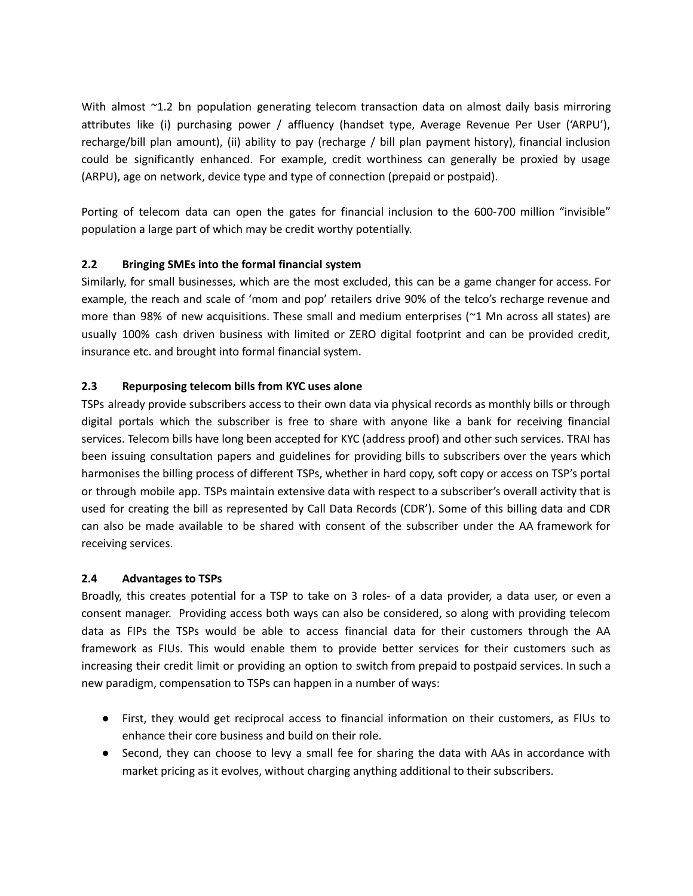With almost ~1.2 bn population generating telecom transaction data on almost daily basis mirroring attributes like (i) purchasing power / affluency (handset type, Average Revenue Per User ('ARPU'), recharge/bill plan amount), (ii) ability to pay (recharge / bill plan payment history), financial inclusion could be significantly enhanced. For example, credit worthiness can generally be proxied by usage (ARPU), age on network, device type and type of connection (prepaid or postpaid).

Porting of telecom data can open the gates for financial inclusion to the 600-700 million "invisible" population a large part of which may be credit worthy potentially.

### 2.2 Bringing SMEs into the formal financial system

Similarly, for small businesses, which are the most excluded, this can be a game changer for access. For example, the reach and scale of 'mom and pop' retailers drive 90% of the telco's recharge revenue and more than 98% of new acquisitions. These small and medium enterprises (~1 Mn across all states) are usually 100% cash driven business with limited or ZERO digital footprint and can be provided credit, insurance etc. and brought into formal financial system.

### 2.3 Repurposing telecom bills from KYC uses alone

TSPs already provide subscribers access to their own data via physical records as monthly bills or through digital portals which the subscriber is free to share with anyone like a bank for receiving financial services. Telecom bills have long been accepted for KYC (address proof) and other such services. TRAI has been issuing consultation papers and guidelines for providing bills to subscribers over the years which harmonises the billing process of different TSPs, whether in hard copy, soft copy or access on TSP's portal or through mobile app. TSPs maintain extensive data with respect to a subscriber's overall activity that is used for creating the bill as represented by Call Data Records (CDR'). Some of this billing data and CDR can also be made available to be shared with consent of the subscriber under the AA framework for receiving services.

### 2.4 Advantages to TSPs

Broadly, this creates potential for a TSP to take on 3 roles- of a data provider, a data user, or even a consent manager. Providing access both ways can also be considered, so along with providing telecom data as FIPs the TSPs would be able to access financial data for their customers through the AA framework as FIUs. This would enable them to provide better services for their customers such as increasing their credit limit or providing an option to switch from prepaid to postpaid services. In such a new paradigm, compensation to TSPs can happen in a number of ways:

- First, they would get reciprocal access to financial information on their customers, as FIUs to enhance their core business and build on their role.
- Second, they can choose to levy a small fee for sharing the data with AAs in accordance with market pricing as it evolves, without charging anything additional to their subscribers.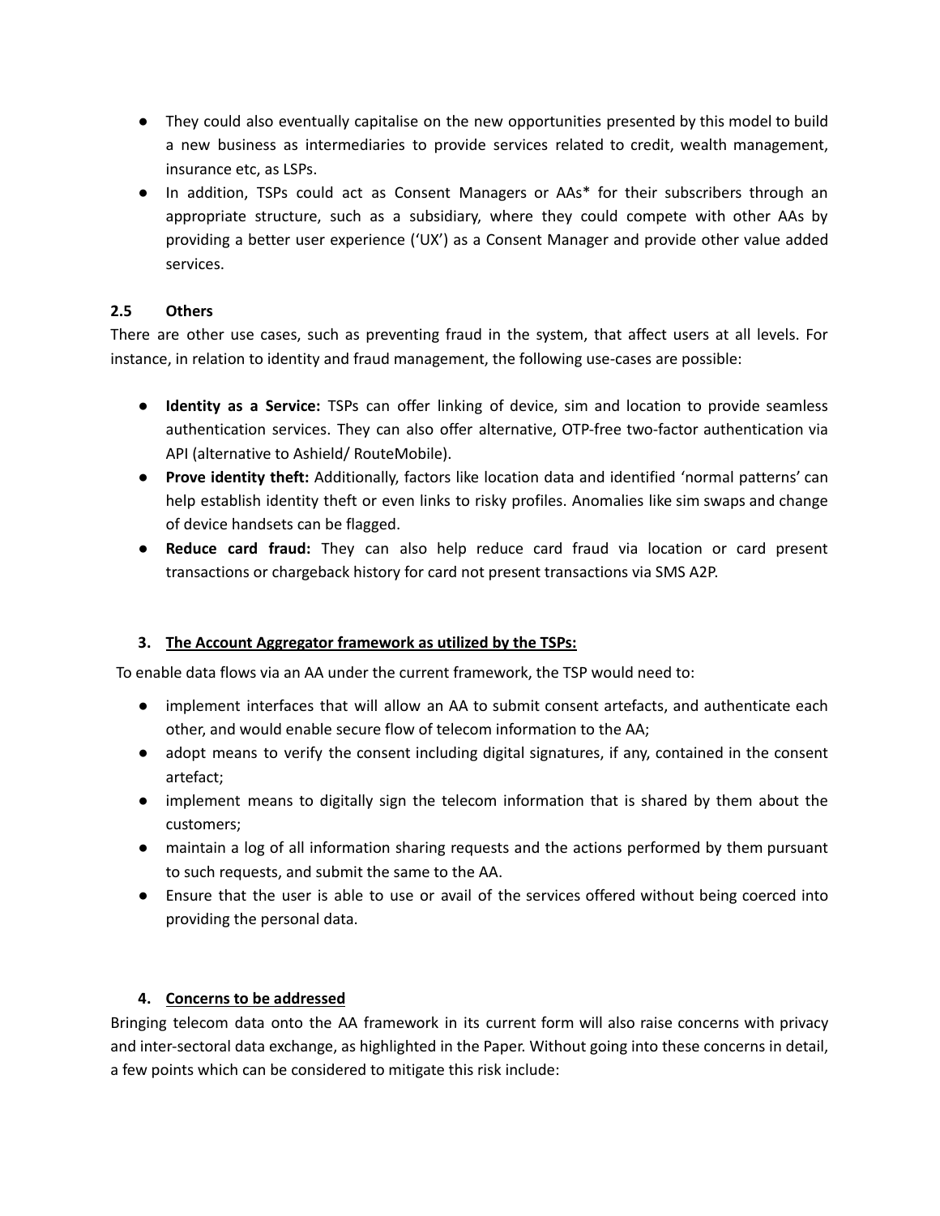- They could also eventually capitalise on the new opportunities presented by this model to build a new business as intermediaries to provide services related to credit, wealth management, insurance etc, as LSPs.
- In addition, TSPs could act as Consent Managers or AAs* for their subscribers through an appropriate structure, such as a subsidiary, where they could compete with other AAs by providing a better user experience ('UX') as a Consent Manager and provide other value added services.

### 2.5 Others

There are other use cases, such as preventing fraud in the system, that affect users at all levels. For instance, in relation to identity and fraud management, the following use-cases are possible:

- **Identity as a Service:** TSPs can offer linking of device, sim and location to provide seamless authentication services. They can also offer alternative, OTP-free two-factor authentication via API (alternative to Ashield/ RouteMobile).
- **Prove identity theft:** Additionally, factors like location data and identified 'normal patterns' can help establish identity theft or even links to risky profiles. Anomalies like sim swaps and change of device handsets can be flagged.
- **Reduce card fraud:** They can also help reduce card fraud via location or card present transactions or chargeback history for card not present transactions via SMS A2P.

## 3. The Account Aggregator framework as utilized by the TSPs:

To enable data flows via an AA under the current framework, the TSP would need to:

- implement interfaces that will allow an AA to submit consent artefacts, and authenticate each other, and would enable secure flow of telecom information to the AA;
- adopt means to verify the consent including digital signatures, if any, contained in the consent artefact;
- implement means to digitally sign the telecom information that is shared by them about the customers;
- maintain a log of all information sharing requests and the actions performed by them pursuant to such requests, and submit the same to the AA.
- Ensure that the user is able to use or avail of the services offered without being coerced into providing the personal data.

## 4. Concerns to be addressed

Bringing telecom data onto the AA framework in its current form will also raise concerns with privacy and inter-sectoral data exchange, as highlighted in the Paper. Without going into these concerns in detail, a few points which can be considered to mitigate this risk include: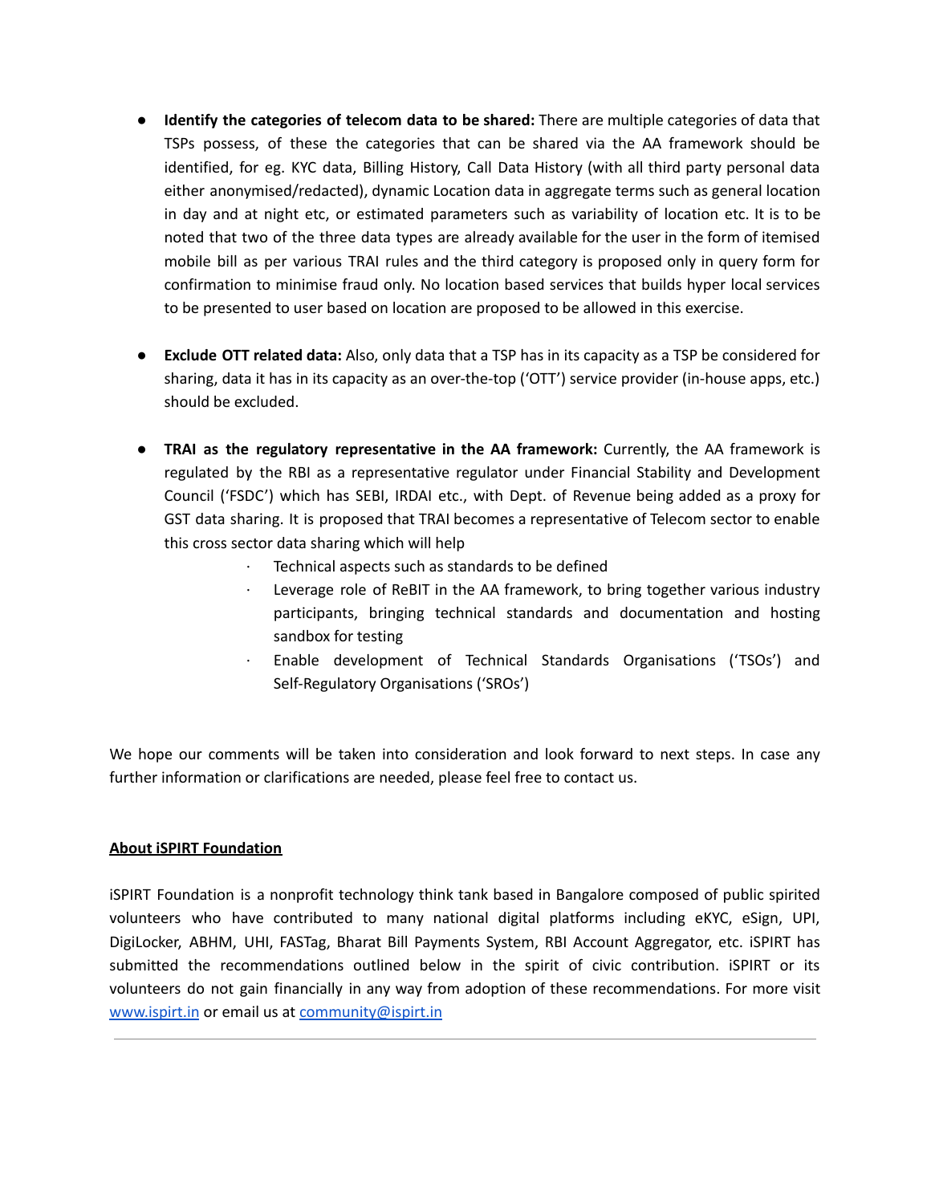- **Identify the categories of telecom data to be shared:** There are multiple categories of data that TSPs possess, of these the categories that can be shared via the AA framework should be identified, for eg. KYC data, Billing History, Call Data History (with all third party personal data either anonymised/redacted), dynamic Location data in aggregate terms such as general location in day and at night etc, or estimated parameters such as variability of location etc. It is to be noted that two of the three data types are already available for the user in the form of itemised mobile bill as per various TRAI rules and the third category is proposed only in query form for confirmation to minimise fraud only. No location based services that builds hyper local services to be presented to user based on location are proposed to be allowed in this exercise.

- **Exclude OTT related data:** Also, only data that a TSP has in its capacity as a TSP be considered for sharing, data it has in its capacity as an over-the-top ('OTT') service provider (in-house apps, etc.) should be excluded.

- **TRAI as the regulatory representative in the AA framework:** Currently, the AA framework is regulated by the RBI as a representative regulator under Financial Stability and Development Council ('FSDC') which has SEBI, IRDAI etc., with Dept. of Revenue being added as a proxy for GST data sharing. It is proposed that TRAI becomes a representative of Telecom sector to enable this cross sector data sharing which will help
  - Technical aspects such as standards to be defined
  - Leverage role of ReBIT in the AA framework, to bring together various industry participants, bringing technical standards and documentation and hosting sandbox for testing
  - Enable development of Technical Standards Organisations ('TSOs') and Self-Regulatory Organisations ('SROs')

We hope our comments will be taken into consideration and look forward to next steps. In case any further information or clarifications are needed, please feel free to contact us.

**About iSPIRT Foundation**

iSPIRT Foundation is a nonprofit technology think tank based in Bangalore composed of public spirited volunteers who have contributed to many national digital platforms including eKYC, eSign, UPI, DigiLocker, ABHM, UHI, FASTag, Bharat Bill Payments System, RBI Account Aggregator, etc. iSPIRT has submitted the recommendations outlined below in the spirit of civic contribution. iSPIRT or its volunteers do not gain financially in any way from adoption of these recommendations. For more visit www.ispirt.in or email us at community@ispirt.in